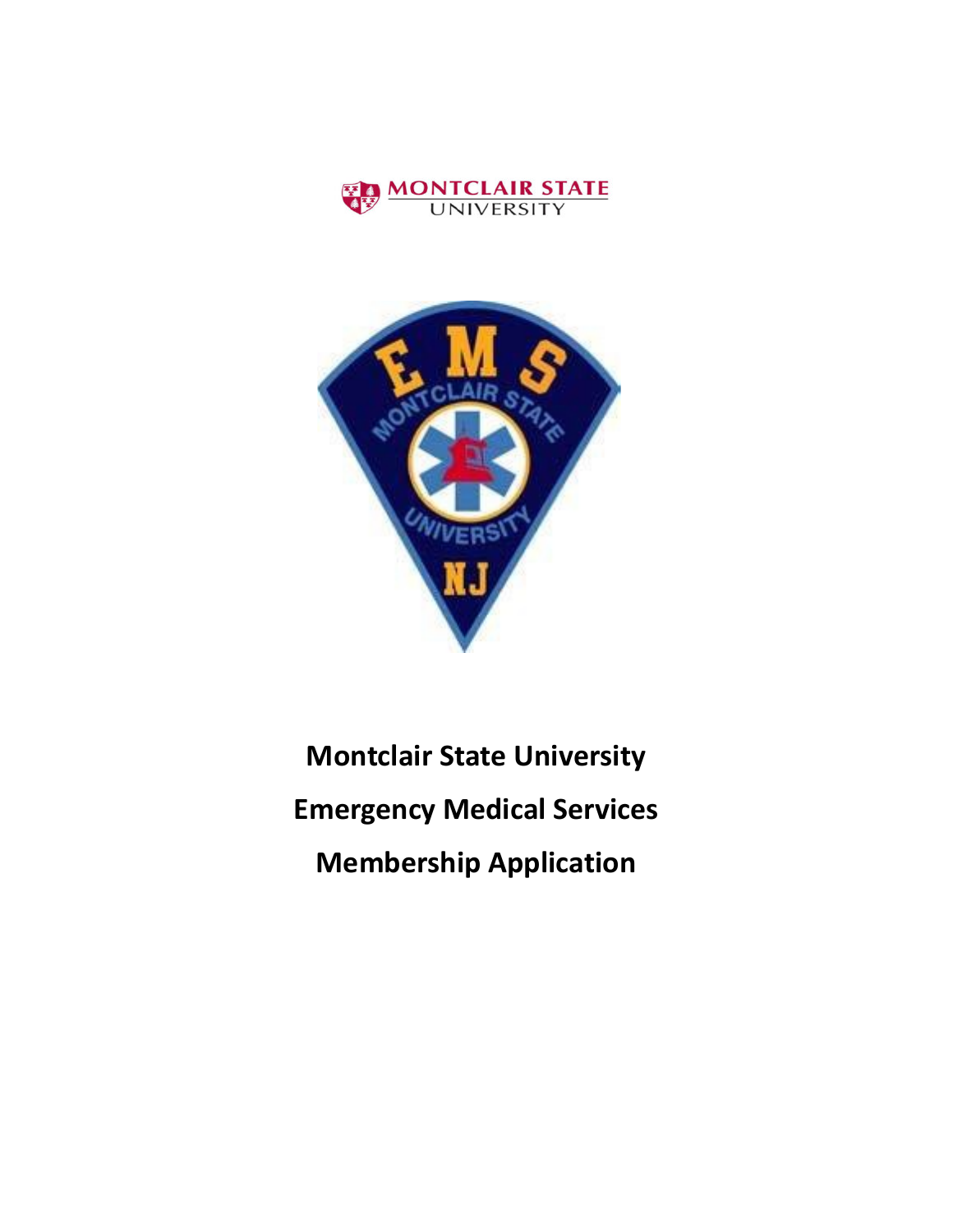# Montclair State University

# Emergency Medical Services

# Membership Application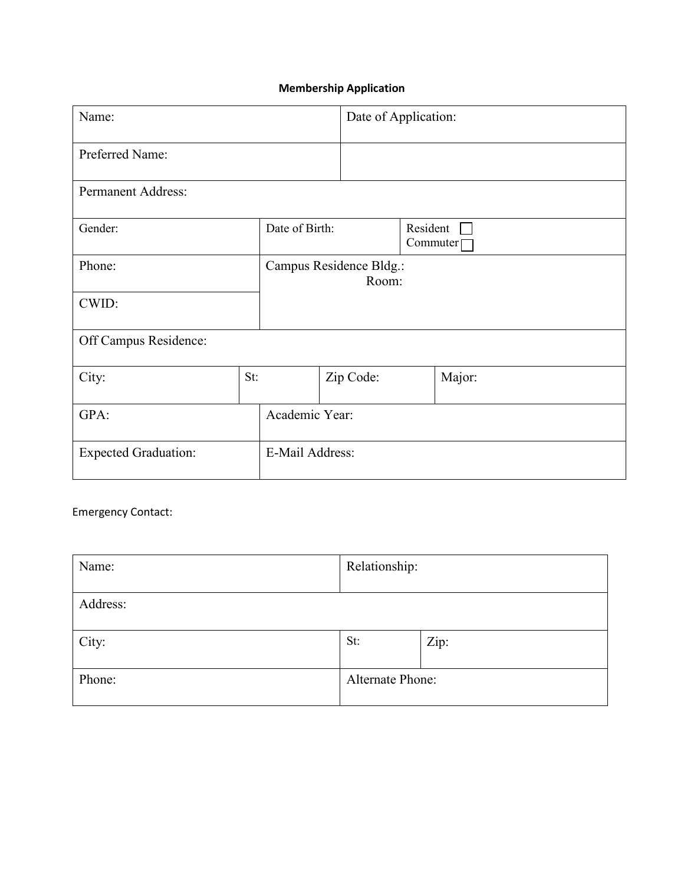**Membership Application**

| Name: | Date of Application: |
|---|---|
| Preferred Name: | |
| Permanent Address: | |

| Gender: | Date of Birth: | Resident ☐ Commuter ☐ |
|---|---|---|
| Phone: | Campus Residence Bldg.: Room: | |
| CWID: | | |
| Off Campus Residence: | | |

| City: | St: | Zip Code: | Major: |
|---|---|---|---|

| GPA: | Academic Year: |
|---|---|
| Expected Graduation: | E-Mail Address: |

Emergency Contact:

| Name: | Relationship: | |
|---|---|---|
| Address: | | |
| City: | St: | Zip: |
| Phone: | Alternate Phone: | |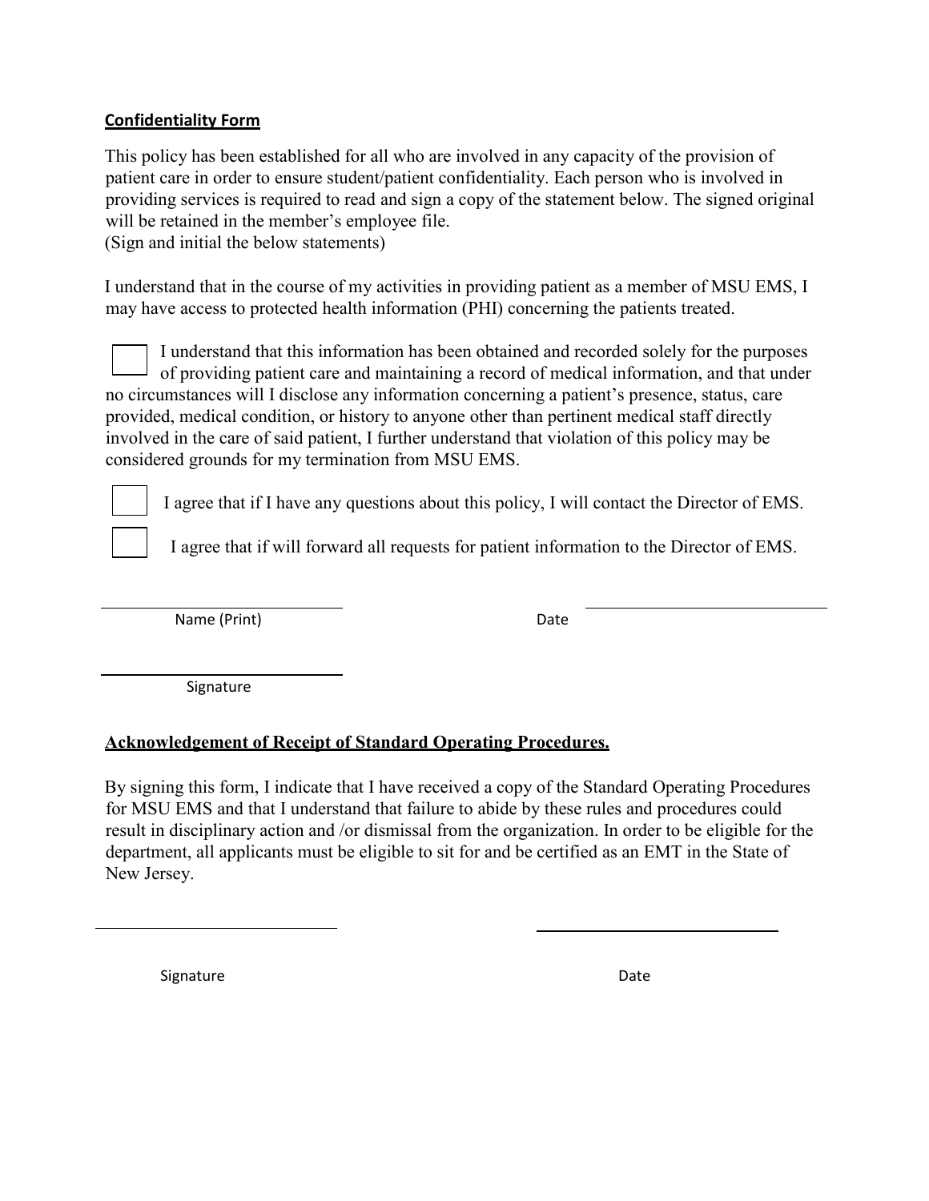**Confidentiality Form**

This policy has been established for all who are involved in any capacity of the provision of patient care in order to ensure student/patient confidentiality. Each person who is involved in providing services is required to read and sign a copy of the statement below. The signed original will be retained in the member's employee file.
(Sign and initial the below statements)

I understand that in the course of my activities in providing patient as a member of MSU EMS, I may have access to protected health information (PHI) concerning the patients treated.

☐ I understand that this information has been obtained and recorded solely for the purposes of providing patient care and maintaining a record of medical information, and that under no circumstances will I disclose any information concerning a patient's presence, status, care provided, medical condition, or history to anyone other than pertinent medical staff directly involved in the care of said patient, I further understand that violation of this policy may be considered grounds for my termination from MSU EMS.

☐ I agree that if I have any questions about this policy, I will contact the Director of EMS.

☐ I agree that if will forward all requests for patient information to the Director of EMS.

\_\_\_\_\_\_\_\_\_\_\_\_\_\_\_\_\_\_\_\_\_\_\_\_\_\_\_\_
Name (Print)

Date \_\_\_\_\_\_\_\_\_\_\_\_\_\_\_\_\_\_\_\_\_\_\_\_\_\_\_\_

\_\_\_\_\_\_\_\_\_\_\_\_\_\_\_\_\_\_\_\_\_\_\_\_\_\_\_\_
Signature

**Acknowledgement of Receipt of Standard Operating Procedures.**

By signing this form, I indicate that I have received a copy of the Standard Operating Procedures for MSU EMS and that I understand that failure to abide by these rules and procedures could result in disciplinary action and /or dismissal from the organization. In order to be eligible for the department, all applicants must be eligible to sit for and be certified as an EMT in the State of New Jersey.

\_\_\_\_\_\_\_\_\_\_\_\_\_\_\_\_\_\_\_\_\_\_\_\_\_\_\_\_ \_\_\_\_\_\_\_\_\_\_\_\_\_\_\_\_\_\_\_\_\_\_\_\_\_\_\_\_

Signature Date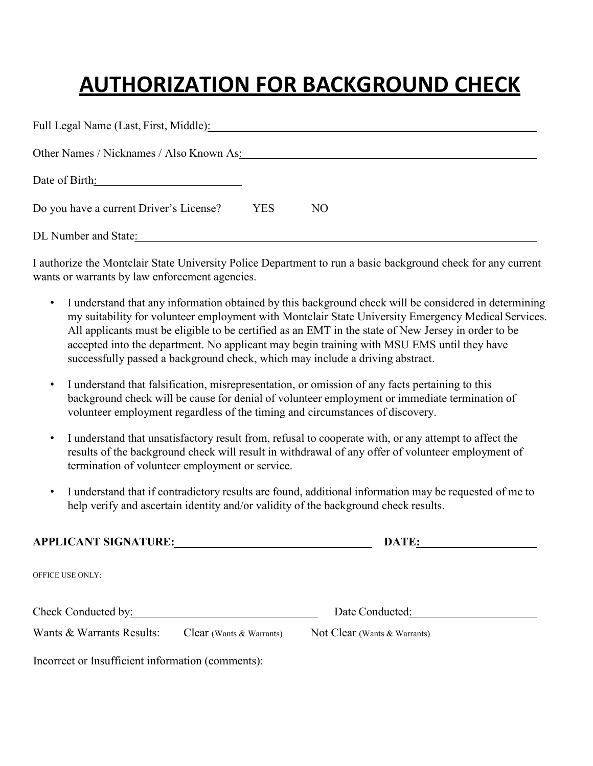# AUTHORIZATION FOR BACKGROUND CHECK

Full Legal Name (Last, First, Middle): ____________________________________________

Other Names / Nicknames / Also Known As: ____________________________________________

Date of Birth: ______________________

Do you have a current Driver's License? YES NO

DL Number and State: ____________________________________________

I authorize the Montclair State University Police Department to run a basic background check for any current wants or warrants by law enforcement agencies.

- I understand that any information obtained by this background check will be considered in determining my suitability for volunteer employment with Montclair State University Emergency Medical Services. All applicants must be eligible to be certified as an EMT in the state of New Jersey in order to be accepted into the department. No applicant may begin training with MSU EMS until they have successfully passed a background check, which may include a driving abstract.
- I understand that falsification, misrepresentation, or omission of any facts pertaining to this background check will be cause for denial of volunteer employment or immediate termination of volunteer employment regardless of the timing and circumstances of discovery.
- I understand that unsatisfactory result from, refusal to cooperate with, or any attempt to affect the results of the background check will result in withdrawal of any offer of volunteer employment of termination of volunteer employment or service.
- I understand that if contradictory results are found, additional information may be requested of me to help verify and ascertain identity and/or validity of the background check results.

**APPLICANT SIGNATURE:** ______________________________ **DATE:** ____________________

OFFICE USE ONLY:

Check Conducted by: ______________________________ Date Conducted: ____________________

Wants & Warrants Results: Clear (Wants & Warrants) Not Clear (Wants & Warrants)

Incorrect or Insufficient information (comments):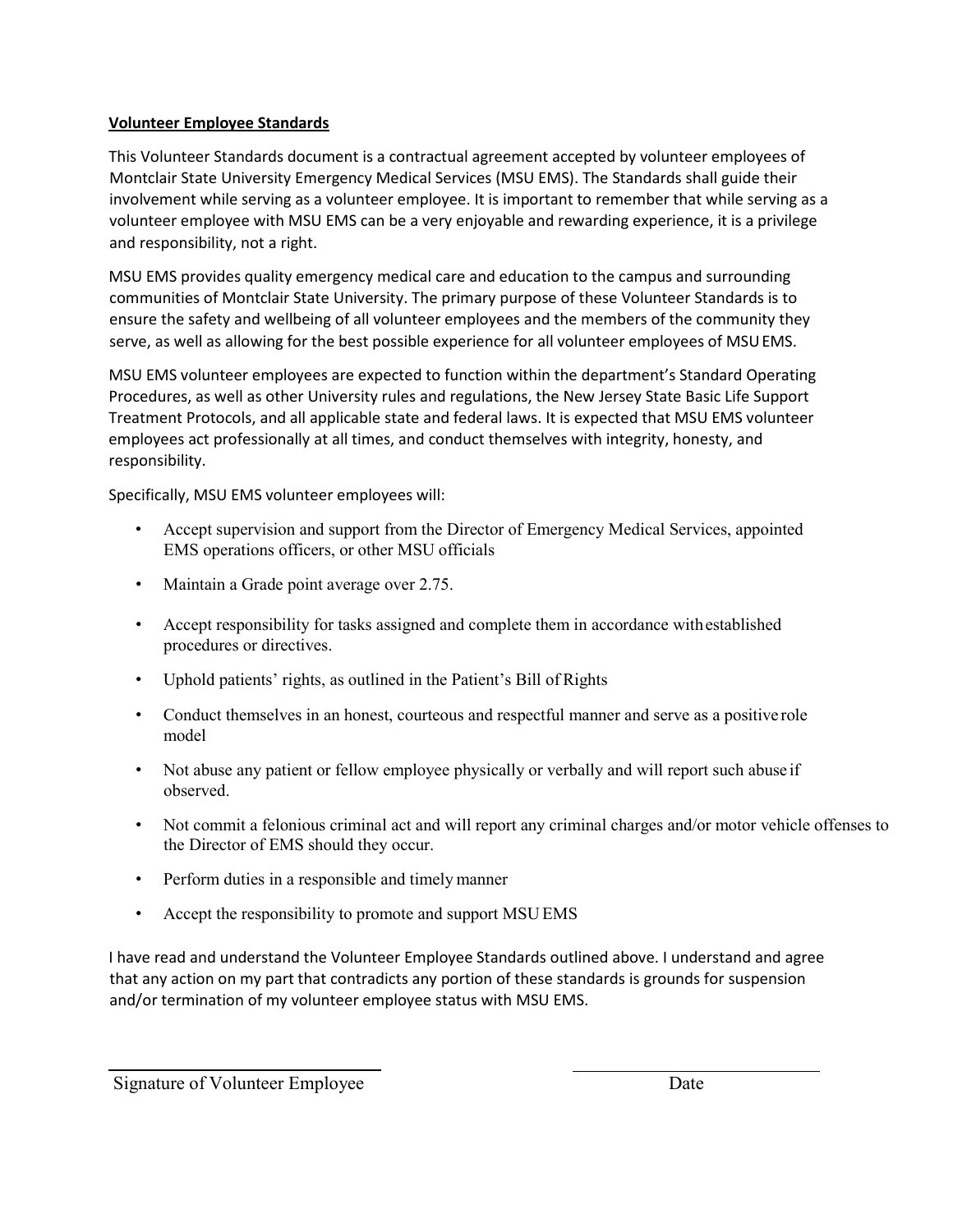**Volunteer Employee Standards**

This Volunteer Standards document is a contractual agreement accepted by volunteer employees of Montclair State University Emergency Medical Services (MSU EMS). The Standards shall guide their involvement while serving as a volunteer employee. It is important to remember that while serving as a volunteer employee with MSU EMS can be a very enjoyable and rewarding experience, it is a privilege and responsibility, not a right.

MSU EMS provides quality emergency medical care and education to the campus and surrounding communities of Montclair State University. The primary purpose of these Volunteer Standards is to ensure the safety and wellbeing of all volunteer employees and the members of the community they serve, as well as allowing for the best possible experience for all volunteer employees of MSU EMS.

MSU EMS volunteer employees are expected to function within the department's Standard Operating Procedures, as well as other University rules and regulations, the New Jersey State Basic Life Support Treatment Protocols, and all applicable state and federal laws. It is expected that MSU EMS volunteer employees act professionally at all times, and conduct themselves with integrity, honesty, and responsibility.

Specifically, MSU EMS volunteer employees will:

- Accept supervision and support from the Director of Emergency Medical Services, appointed EMS operations officers, or other MSU officials
- Maintain a Grade point average over 2.75.
- Accept responsibility for tasks assigned and complete them in accordance with established procedures or directives.
- Uphold patients' rights, as outlined in the Patient's Bill of Rights
- Conduct themselves in an honest, courteous and respectful manner and serve as a positive role model
- Not abuse any patient or fellow employee physically or verbally and will report such abuse if observed.
- Not commit a felonious criminal act and will report any criminal charges and/or motor vehicle offenses to the Director of EMS should they occur.
- Perform duties in a responsible and timely manner
- Accept the responsibility to promote and support MSU EMS

I have read and understand the Volunteer Employee Standards outlined above. I understand and agree that any action on my part that contradicts any portion of these standards is grounds for suspension and/or termination of my volunteer employee status with MSU EMS.

\_\_\_\_\_\_\_\_\_\_\_\_\_\_\_\_\_\_\_\_\_\_\_\_\_\_\_\_\_\_ \_\_\_\_\_\_\_\_\_\_\_\_\_\_\_\_\_\_\_\_

Signature of Volunteer Employee Date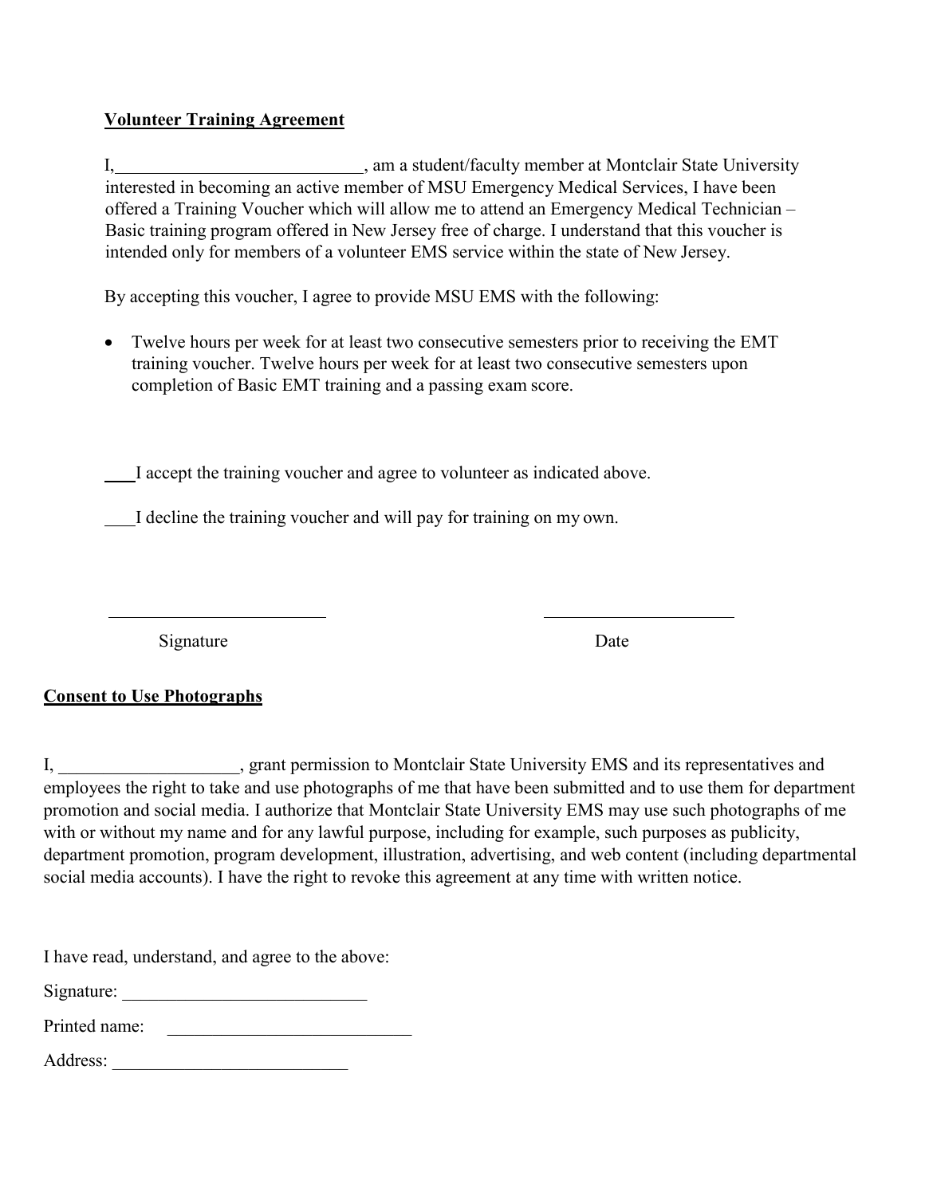**Volunteer Training Agreement**

I,___________________________, am a student/faculty member at Montclair State University interested in becoming an active member of MSU Emergency Medical Services, I have been offered a Training Voucher which will allow me to attend an Emergency Medical Technician – Basic training program offered in New Jersey free of charge. I understand that this voucher is intended only for members of a volunteer EMS service within the state of New Jersey.

By accepting this voucher, I agree to provide MSU EMS with the following:

- Twelve hours per week for at least two consecutive semesters prior to receiving the EMT training voucher. Twelve hours per week for at least two consecutive semesters upon completion of Basic EMT training and a passing exam score.

___I accept the training voucher and agree to volunteer as indicated above.

___I decline the training voucher and will pay for training on my own.

________________________　　　　　　　　________________________

Signature　　　　　　　　　　　　　　　　Date

**Consent to Use Photographs**

I, ____________________, grant permission to Montclair State University EMS and its representatives and employees the right to take and use photographs of me that have been submitted and to use them for department promotion and social media. I authorize that Montclair State University EMS may use such photographs of me with or without my name and for any lawful purpose, including for example, such purposes as publicity, department promotion, program development, illustration, advertising, and web content (including departmental social media accounts). I have the right to revoke this agreement at any time with written notice.

I have read, understand, and agree to the above:

Signature: ___________________________

Printed name: ___________________________

Address: __________________________